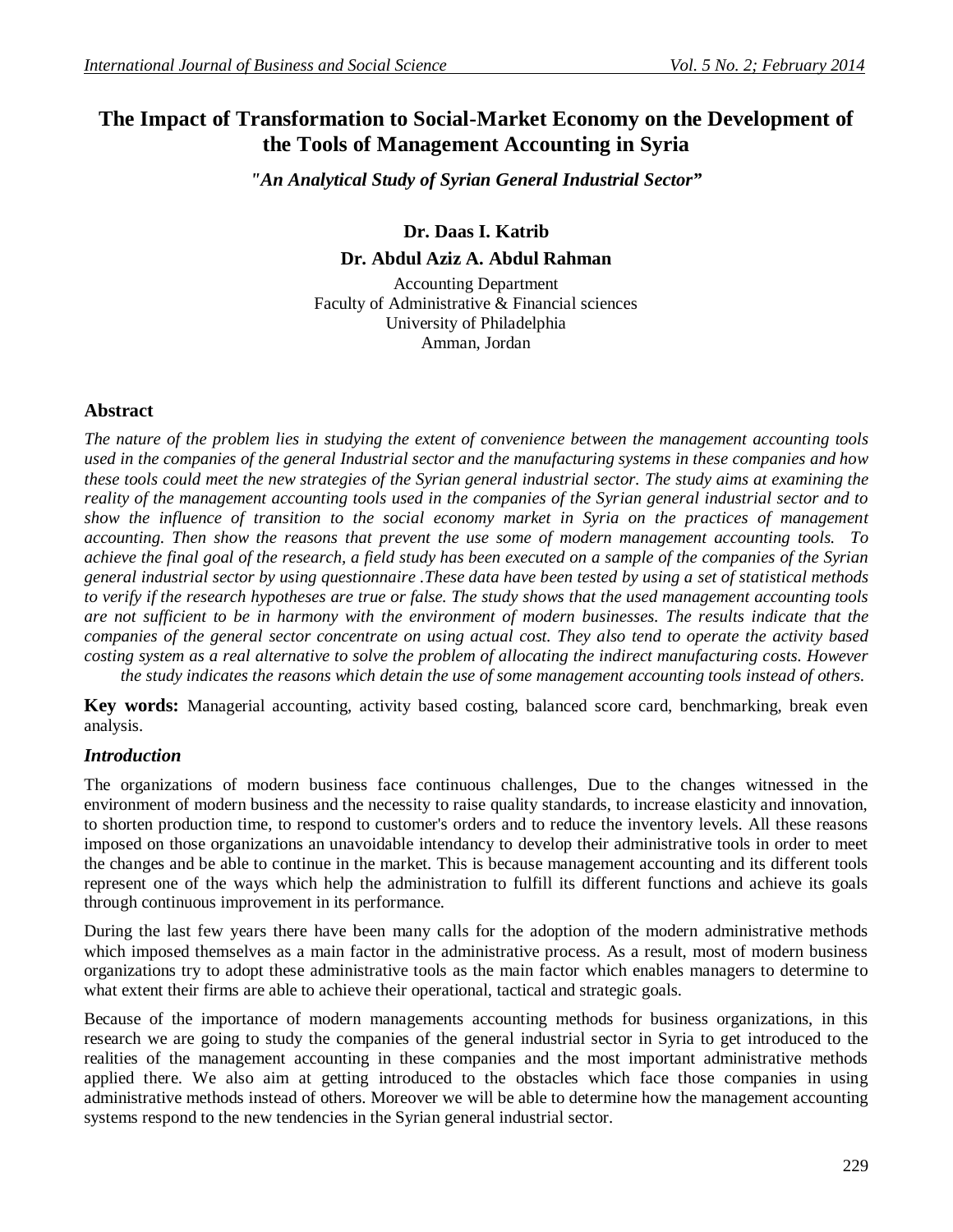# The Impact of Transformation to Social-Market Economy on the Development of the Tools of Management Accounting in Syria

***"An Analytical Study of Syrian General Industrial Sector"***

**Dr. Daas I. Katrib**

**Dr. Abdul Aziz A. Abdul Rahman**

Accounting Department
Faculty of Administrative & Financial sciences
University of Philadelphia
Amman, Jordan

## Abstract

*The nature of the problem lies in studying the extent of convenience between the management accounting tools used in the companies of the general Industrial sector and the manufacturing systems in these companies and how these tools could meet the new strategies of the Syrian general industrial sector. The study aims at examining the reality of the management accounting tools used in the companies of the Syrian general industrial sector and to show the influence of transition to the social economy market in Syria on the practices of management accounting. Then show the reasons that prevent the use some of modern management accounting tools. To achieve the final goal of the research, a field study has been executed on a sample of the companies of the Syrian general industrial sector by using questionnaire .These data have been tested by using a set of statistical methods to verify if the research hypotheses are true or false. The study shows that the used management accounting tools are not sufficient to be in harmony with the environment of modern businesses. The results indicate that the companies of the general sector concentrate on using actual cost. They also tend to operate the activity based costing system as a real alternative to solve the problem of allocating the indirect manufacturing costs. However the study indicates the reasons which detain the use of some management accounting tools instead of others.*

**Key words:** Managerial accounting, activity based costing, balanced score card, benchmarking, break even analysis.

## *Introduction*

The organizations of modern business face continuous challenges, Due to the changes witnessed in the environment of modern business and the necessity to raise quality standards, to increase elasticity and innovation, to shorten production time, to respond to customer's orders and to reduce the inventory levels. All these reasons imposed on those organizations an unavoidable intendancy to develop their administrative tools in order to meet the changes and be able to continue in the market. This is because management accounting and its different tools represent one of the ways which help the administration to fulfill its different functions and achieve its goals through continuous improvement in its performance.

During the last few years there have been many calls for the adoption of the modern administrative methods which imposed themselves as a main factor in the administrative process. As a result, most of modern business organizations try to adopt these administrative tools as the main factor which enables managers to determine to what extent their firms are able to achieve their operational, tactical and strategic goals.

Because of the importance of modern managements accounting methods for business organizations, in this research we are going to study the companies of the general industrial sector in Syria to get introduced to the realities of the management accounting in these companies and the most important administrative methods applied there. We also aim at getting introduced to the obstacles which face those companies in using administrative methods instead of others. Moreover we will be able to determine how the management accounting systems respond to the new tendencies in the Syrian general industrial sector.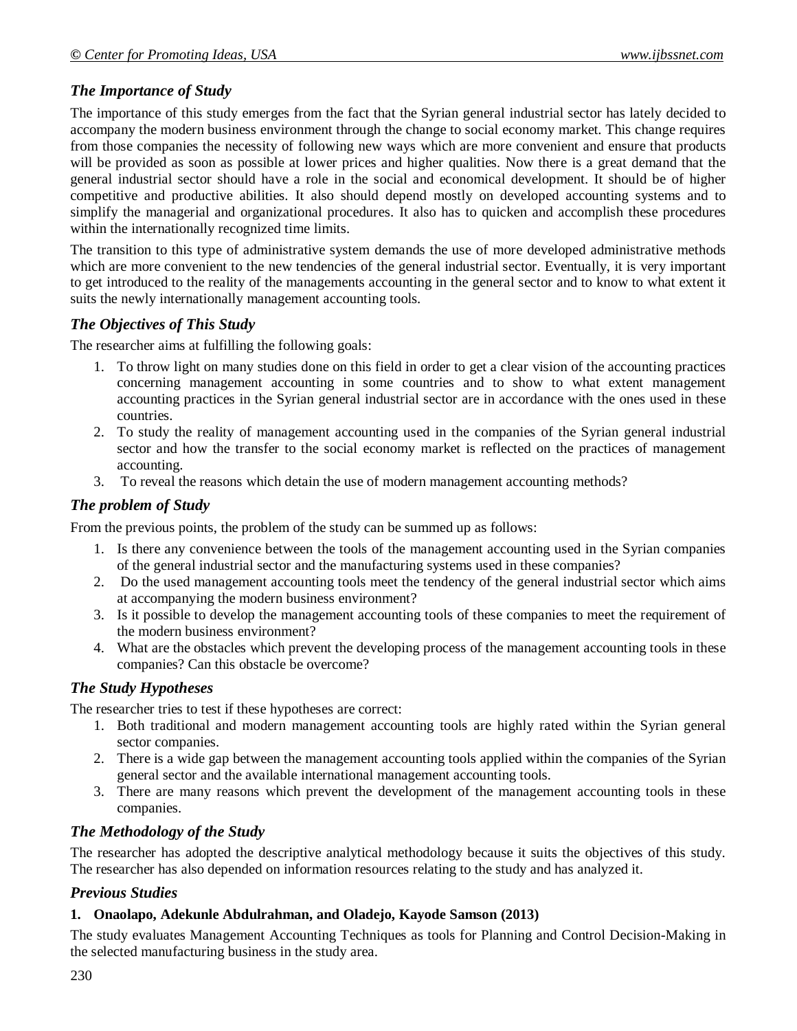## *The Importance of Study*

The importance of this study emerges from the fact that the Syrian general industrial sector has lately decided to accompany the modern business environment through the change to social economy market. This change requires from those companies the necessity of following new ways which are more convenient and ensure that products will be provided as soon as possible at lower prices and higher qualities. Now there is a great demand that the general industrial sector should have a role in the social and economical development. It should be of higher competitive and productive abilities. It also should depend mostly on developed accounting systems and to simplify the managerial and organizational procedures. It also has to quicken and accomplish these procedures within the internationally recognized time limits.

The transition to this type of administrative system demands the use of more developed administrative methods which are more convenient to the new tendencies of the general industrial sector. Eventually, it is very important to get introduced to the reality of the managements accounting in the general sector and to know to what extent it suits the newly internationally management accounting tools.

## *The Objectives of This Study*

The researcher aims at fulfilling the following goals:

1. To throw light on many studies done on this field in order to get a clear vision of the accounting practices concerning management accounting in some countries and to show to what extent management accounting practices in the Syrian general industrial sector are in accordance with the ones used in these countries.
2. To study the reality of management accounting used in the companies of the Syrian general industrial sector and how the transfer to the social economy market is reflected on the practices of management accounting.
3. To reveal the reasons which detain the use of modern management accounting methods?

## *The problem of Study*

From the previous points, the problem of the study can be summed up as follows:

1. Is there any convenience between the tools of the management accounting used in the Syrian companies of the general industrial sector and the manufacturing systems used in these companies?
2. Do the used management accounting tools meet the tendency of the general industrial sector which aims at accompanying the modern business environment?
3. Is it possible to develop the management accounting tools of these companies to meet the requirement of the modern business environment?
4. What are the obstacles which prevent the developing process of the management accounting tools in these companies? Can this obstacle be overcome?

## *The Study Hypotheses*

The researcher tries to test if these hypotheses are correct:

1. Both traditional and modern management accounting tools are highly rated within the Syrian general sector companies.
2. There is a wide gap between the management accounting tools applied within the companies of the Syrian general sector and the available international management accounting tools.
3. There are many reasons which prevent the development of the management accounting tools in these companies.

## *The Methodology of the Study*

The researcher has adopted the descriptive analytical methodology because it suits the objectives of this study. The researcher has also depended on information resources relating to the study and has analyzed it.

## *Previous Studies*

### 1. Onaolapo, Adekunle Abdulrahman, and Oladejo, Kayode Samson (2013)

The study evaluates Management Accounting Techniques as tools for Planning and Control Decision-Making in the selected manufacturing business in the study area.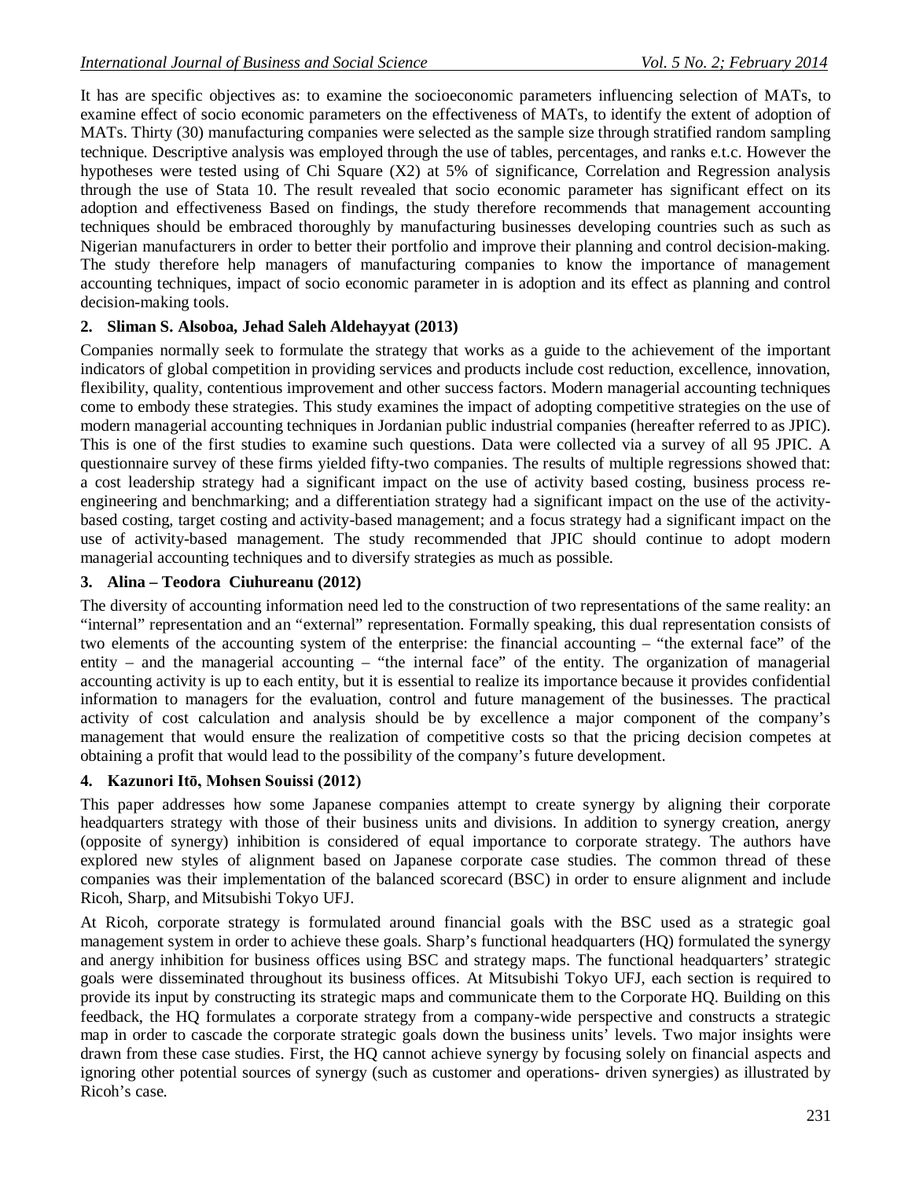It has are specific objectives as: to examine the socioeconomic parameters influencing selection of MATs, to examine effect of socio economic parameters on the effectiveness of MATs, to identify the extent of adoption of MATs. Thirty (30) manufacturing companies were selected as the sample size through stratified random sampling technique. Descriptive analysis was employed through the use of tables, percentages, and ranks e.t.c. However the hypotheses were tested using of Chi Square (X2) at 5% of significance, Correlation and Regression analysis through the use of Stata 10. The result revealed that socio economic parameter has significant effect on its adoption and effectiveness Based on findings, the study therefore recommends that management accounting techniques should be embraced thoroughly by manufacturing businesses developing countries such as such as Nigerian manufacturers in order to better their portfolio and improve their planning and control decision-making. The study therefore help managers of manufacturing companies to know the importance of management accounting techniques, impact of socio economic parameter in is adoption and its effect as planning and control decision-making tools.

### 2. Sliman S. Alsoboa, Jehad Saleh Aldehayyat (2013)

Companies normally seek to formulate the strategy that works as a guide to the achievement of the important indicators of global competition in providing services and products include cost reduction, excellence, innovation, flexibility, quality, contentious improvement and other success factors. Modern managerial accounting techniques come to embody these strategies. This study examines the impact of adopting competitive strategies on the use of modern managerial accounting techniques in Jordanian public industrial companies (hereafter referred to as JPIC). This is one of the first studies to examine such questions. Data were collected via a survey of all 95 JPIC. A questionnaire survey of these firms yielded fifty-two companies. The results of multiple regressions showed that: a cost leadership strategy had a significant impact on the use of activity based costing, business process re-engineering and benchmarking; and a differentiation strategy had a significant impact on the use of the activity-based costing, target costing and activity-based management; and a focus strategy had a significant impact on the use of activity-based management. The study recommended that JPIC should continue to adopt modern managerial accounting techniques and to diversify strategies as much as possible.

### 3. Alina – Teodora Ciuhureanu (2012)

The diversity of accounting information need led to the construction of two representations of the same reality: an "internal" representation and an "external" representation. Formally speaking, this dual representation consists of two elements of the accounting system of the enterprise: the financial accounting – "the external face" of the entity – and the managerial accounting – "the internal face" of the entity. The organization of managerial accounting activity is up to each entity, but it is essential to realize its importance because it provides confidential information to managers for the evaluation, control and future management of the businesses. The practical activity of cost calculation and analysis should be by excellence a major component of the company's management that would ensure the realization of competitive costs so that the pricing decision competes at obtaining a profit that would lead to the possibility of the company's future development.

### 4. Kazunori Itō, Mohsen Souissi (2012)

This paper addresses how some Japanese companies attempt to create synergy by aligning their corporate headquarters strategy with those of their business units and divisions. In addition to synergy creation, anergy (opposite of synergy) inhibition is considered of equal importance to corporate strategy. The authors have explored new styles of alignment based on Japanese corporate case studies. The common thread of these companies was their implementation of the balanced scorecard (BSC) in order to ensure alignment and include Ricoh, Sharp, and Mitsubishi Tokyo UFJ.

At Ricoh, corporate strategy is formulated around financial goals with the BSC used as a strategic goal management system in order to achieve these goals. Sharp's functional headquarters (HQ) formulated the synergy and anergy inhibition for business offices using BSC and strategy maps. The functional headquarters' strategic goals were disseminated throughout its business offices. At Mitsubishi Tokyo UFJ, each section is required to provide its input by constructing its strategic maps and communicate them to the Corporate HQ. Building on this feedback, the HQ formulates a corporate strategy from a company-wide perspective and constructs a strategic map in order to cascade the corporate strategic goals down the business units' levels. Two major insights were drawn from these case studies. First, the HQ cannot achieve synergy by focusing solely on financial aspects and ignoring other potential sources of synergy (such as customer and operations- driven synergies) as illustrated by Ricoh's case.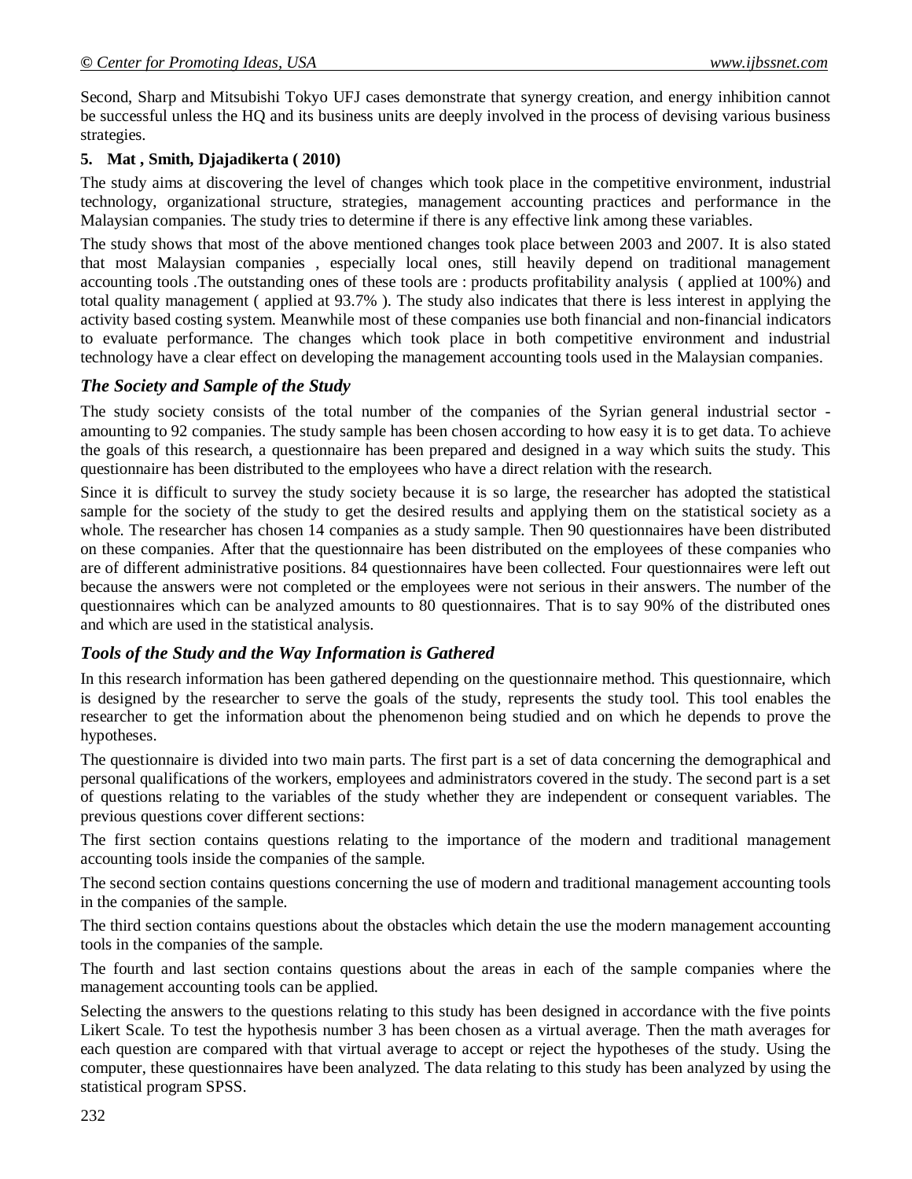Second, Sharp and Mitsubishi Tokyo UFJ cases demonstrate that synergy creation, and energy inhibition cannot be successful unless the HQ and its business units are deeply involved in the process of devising various business strategies.

**5. Mat , Smith, Djajadikerta ( 2010)**

The study aims at discovering the level of changes which took place in the competitive environment, industrial technology, organizational structure, strategies, management accounting practices and performance in the Malaysian companies. The study tries to determine if there is any effective link among these variables.

The study shows that most of the above mentioned changes took place between 2003 and 2007. It is also stated that most Malaysian companies , especially local ones, still heavily depend on traditional management accounting tools .The outstanding ones of these tools are : products profitability analysis ( applied at 100%) and total quality management ( applied at 93.7% ). The study also indicates that there is less interest in applying the activity based costing system. Meanwhile most of these companies use both financial and non-financial indicators to evaluate performance. The changes which took place in both competitive environment and industrial technology have a clear effect on developing the management accounting tools used in the Malaysian companies.

### *The Society and Sample of the Study*

The study society consists of the total number of the companies of the Syrian general industrial sector - amounting to 92 companies. The study sample has been chosen according to how easy it is to get data. To achieve the goals of this research, a questionnaire has been prepared and designed in a way which suits the study. This questionnaire has been distributed to the employees who have a direct relation with the research.

Since it is difficult to survey the study society because it is so large, the researcher has adopted the statistical sample for the society of the study to get the desired results and applying them on the statistical society as a whole. The researcher has chosen 14 companies as a study sample. Then 90 questionnaires have been distributed on these companies. After that the questionnaire has been distributed on the employees of these companies who are of different administrative positions. 84 questionnaires have been collected. Four questionnaires were left out because the answers were not completed or the employees were not serious in their answers. The number of the questionnaires which can be analyzed amounts to 80 questionnaires. That is to say 90% of the distributed ones and which are used in the statistical analysis.

### *Tools of the Study and the Way Information is Gathered*

In this research information has been gathered depending on the questionnaire method. This questionnaire, which is designed by the researcher to serve the goals of the study, represents the study tool. This tool enables the researcher to get the information about the phenomenon being studied and on which he depends to prove the hypotheses.

The questionnaire is divided into two main parts. The first part is a set of data concerning the demographical and personal qualifications of the workers, employees and administrators covered in the study. The second part is a set of questions relating to the variables of the study whether they are independent or consequent variables. The previous questions cover different sections:

The first section contains questions relating to the importance of the modern and traditional management accounting tools inside the companies of the sample.

The second section contains questions concerning the use of modern and traditional management accounting tools in the companies of the sample.

The third section contains questions about the obstacles which detain the use the modern management accounting tools in the companies of the sample.

The fourth and last section contains questions about the areas in each of the sample companies where the management accounting tools can be applied.

Selecting the answers to the questions relating to this study has been designed in accordance with the five points Likert Scale. To test the hypothesis number 3 has been chosen as a virtual average. Then the math averages for each question are compared with that virtual average to accept or reject the hypotheses of the study. Using the computer, these questionnaires have been analyzed. The data relating to this study has been analyzed by using the statistical program SPSS.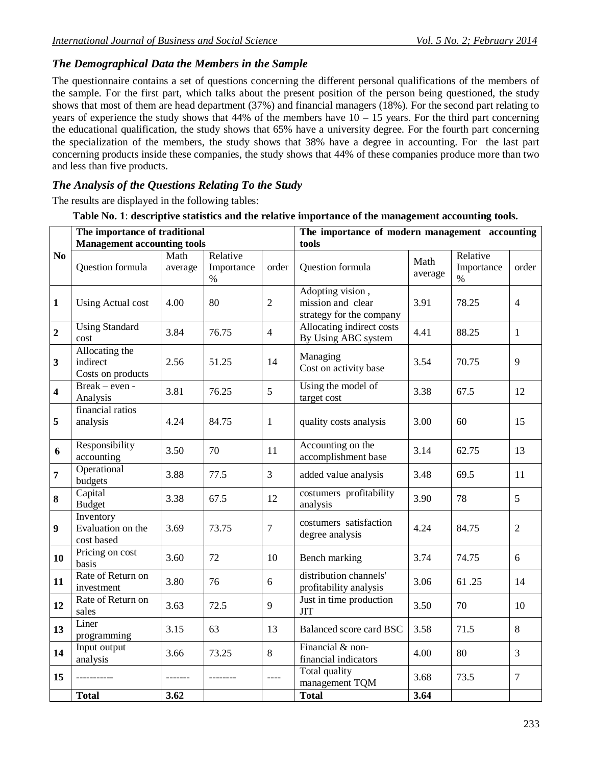### *The Demographical Data the Members in the Sample*

The questionnaire contains a set of questions concerning the different personal qualifications of the members of the sample. For the first part, which talks about the present position of the person being questioned, the study shows that most of them are head department (37%) and financial managers (18%). For the second part relating to years of experience the study shows that 44% of the members have 10 – 15 years. For the third part concerning the educational qualification, the study shows that 65% have a university degree. For the fourth part concerning the specialization of the members, the study shows that 38% have a degree in accounting. For the last part concerning products inside these companies, the study shows that 44% of these companies produce more than two and less than five products.

### *The Analysis of the Questions Relating To the Study*

The results are displayed in the following tables:

**Table No. 1**: **descriptive statistics and the relative importance of the management accounting tools.**

| No | The importance of traditional Management accounting tools | | | | The importance of modern management accounting tools | | | |
|---|---|---|---|---|---|---|---|---|
| | Question formula | Math average | Relative Importance % | order | Question formula | Math average | Relative Importance % | order |
| **1** | Using Actual cost | 4.00 | 80 | 2 | Adopting vision , mission and clear strategy for the company | 3.91 | 78.25 | 4 |
| **2** | Using Standard cost | 3.84 | 76.75 | 4 | Allocating indirect costs By Using ABC system | 4.41 | 88.25 | 1 |
| **3** | Allocating the indirect Costs on products | 2.56 | 51.25 | 14 | Managing Cost on activity base | 3.54 | 70.75 | 9 |
| **4** | Break – even - Analysis | 3.81 | 76.25 | 5 | Using the model of target cost | 3.38 | 67.5 | 12 |
| **5** | financial ratios analysis | 4.24 | 84.75 | 1 | quality costs analysis | 3.00 | 60 | 15 |
| **6** | Responsibility accounting | 3.50 | 70 | 11 | Accounting on the accomplishment base | 3.14 | 62.75 | 13 |
| **7** | Operational budgets | 3.88 | 77.5 | 3 | added value analysis | 3.48 | 69.5 | 11 |
| **8** | Capital Budget | 3.38 | 67.5 | 12 | costumers profitability analysis | 3.90 | 78 | 5 |
| **9** | Inventory Evaluation on the cost based | 3.69 | 73.75 | 7 | costumers satisfaction degree analysis | 4.24 | 84.75 | 2 |
| **10** | Pricing on cost basis | 3.60 | 72 | 10 | Bench marking | 3.74 | 74.75 | 6 |
| **11** | Rate of Return on investment | 3.80 | 76 | 6 | distribution channels' profitability analysis | 3.06 | 61 .25 | 14 |
| **12** | Rate of Return on sales | 3.63 | 72.5 | 9 | Just in time production JIT | 3.50 | 70 | 10 |
| **13** | Liner programming | 3.15 | 63 | 13 | Balanced score card BSC | 3.58 | 71.5 | 8 |
| **14** | Input output analysis | 3.66 | 73.25 | 8 | Financial & non-financial indicators | 4.00 | 80 | 3 |
| **15** | ----------- | ------- | -------- | ---- | Total quality management TQM | 3.68 | 73.5 | 7 |
| | **Total** | **3.62** | | | **Total** | **3.64** | | |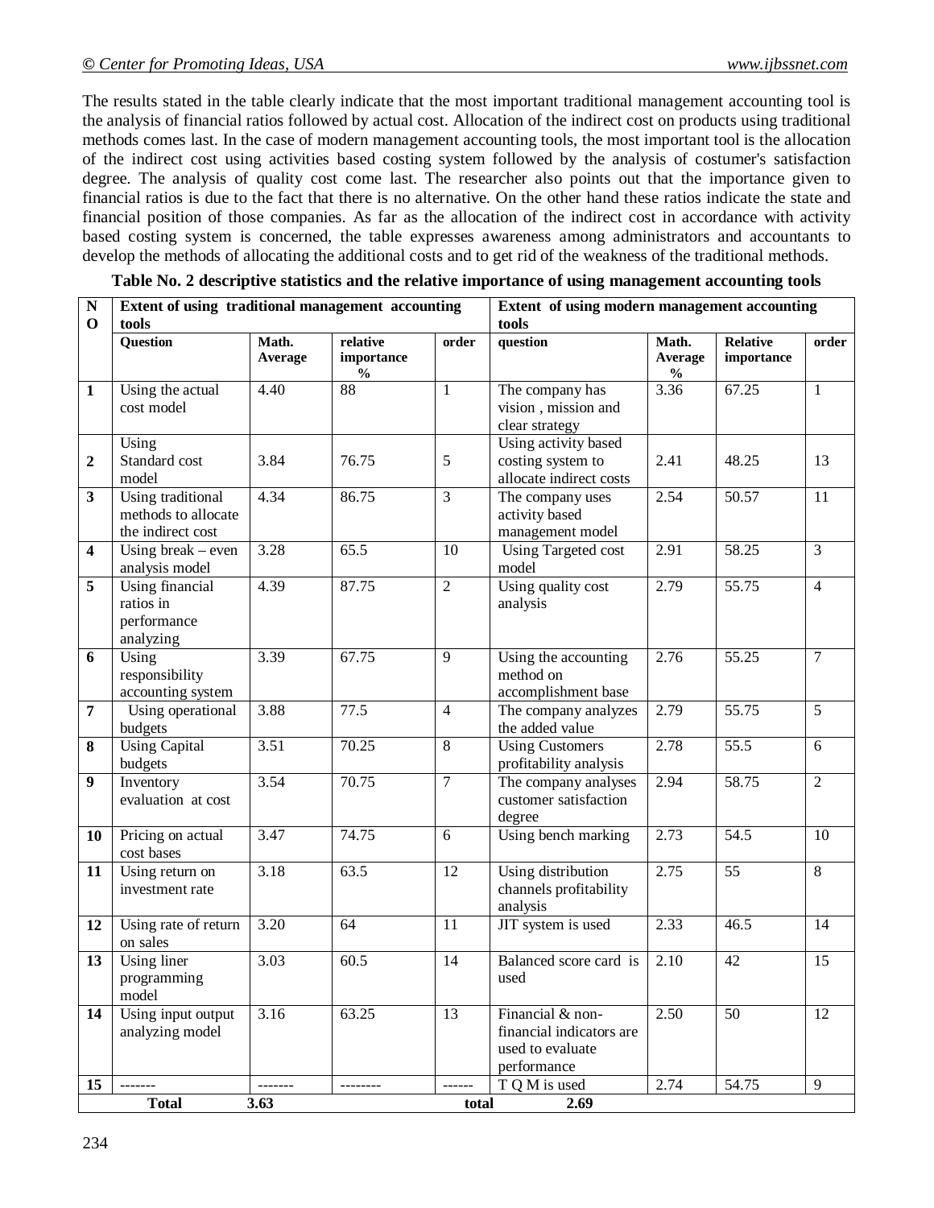The results stated in the table clearly indicate that the most important traditional management accounting tool is the analysis of financial ratios followed by actual cost. Allocation of the indirect cost on products using traditional methods comes last. In the case of modern management accounting tools, the most important tool is the allocation of the indirect cost using activities based costing system followed by the analysis of costumer's satisfaction degree. The analysis of quality cost come last. The researcher also points out that the importance given to financial ratios is due to the fact that there is no alternative. On the other hand these ratios indicate the state and financial position of those companies. As far as the allocation of the indirect cost in accordance with activity based costing system is concerned, the table expresses awareness among administrators and accountants to develop the methods of allocating the additional costs and to get rid of the weakness of the traditional methods.

**Table No. 2 descriptive statistics and the relative importance of using management accounting tools**

| NO | Extent of using traditional management accounting tools | | | | Extent of using modern management accounting tools | | | |
|---|---|---|---|---|---|---|---|---|
| | **Question** | **Math. Average** | **relative importance %** | **order** | **question** | **Math. Average %** | **Relative importance** | **order** |
| 1 | Using the actual cost model | 4.40 | 88 | 1 | The company has vision , mission and clear strategy | 3.36 | 67.25 | 1 |
| 2 | Using Standard cost model | 3.84 | 76.75 | 5 | Using activity based costing system to allocate indirect costs | 2.41 | 48.25 | 13 |
| 3 | Using traditional methods to allocate the indirect cost | 4.34 | 86.75 | 3 | The company uses activity based management model | 2.54 | 50.57 | 11 |
| 4 | Using break – even analysis model | 3.28 | 65.5 | 10 | Using Targeted cost model | 2.91 | 58.25 | 3 |
| 5 | Using financial ratios in performance analyzing | 4.39 | 87.75 | 2 | Using quality cost analysis | 2.79 | 55.75 | 4 |
| 6 | Using responsibility accounting system | 3.39 | 67.75 | 9 | Using the accounting method on accomplishment base | 2.76 | 55.25 | 7 |
| 7 | Using operational budgets | 3.88 | 77.5 | 4 | The company analyzes the added value | 2.79 | 55.75 | 5 |
| 8 | Using Capital budgets | 3.51 | 70.25 | 8 | Using Customers profitability analysis | 2.78 | 55.5 | 6 |
| 9 | Inventory evaluation at cost | 3.54 | 70.75 | 7 | The company analyses customer satisfaction degree | 2.94 | 58.75 | 2 |
| 10 | Pricing on actual cost bases | 3.47 | 74.75 | 6 | Using bench marking | 2.73 | 54.5 | 10 |
| 11 | Using return on investment rate | 3.18 | 63.5 | 12 | Using distribution channels profitability analysis | 2.75 | 55 | 8 |
| 12 | Using rate of return on sales | 3.20 | 64 | 11 | JIT system is used | 2.33 | 46.5 | 14 |
| 13 | Using liner programming model | 3.03 | 60.5 | 14 | Balanced score card is used | 2.10 | 42 | 15 |
| 14 | Using input output analyzing model | 3.16 | 63.25 | 13 | Financial & non-financial indicators are used to evaluate performance | 2.50 | 50 | 12 |
| 15 | ------- | ------- | -------- | ------ | T Q M is used | 2.74 | 54.75 | 9 |
| | **Total** | **3.63** | | **total** | **2.69** | | | |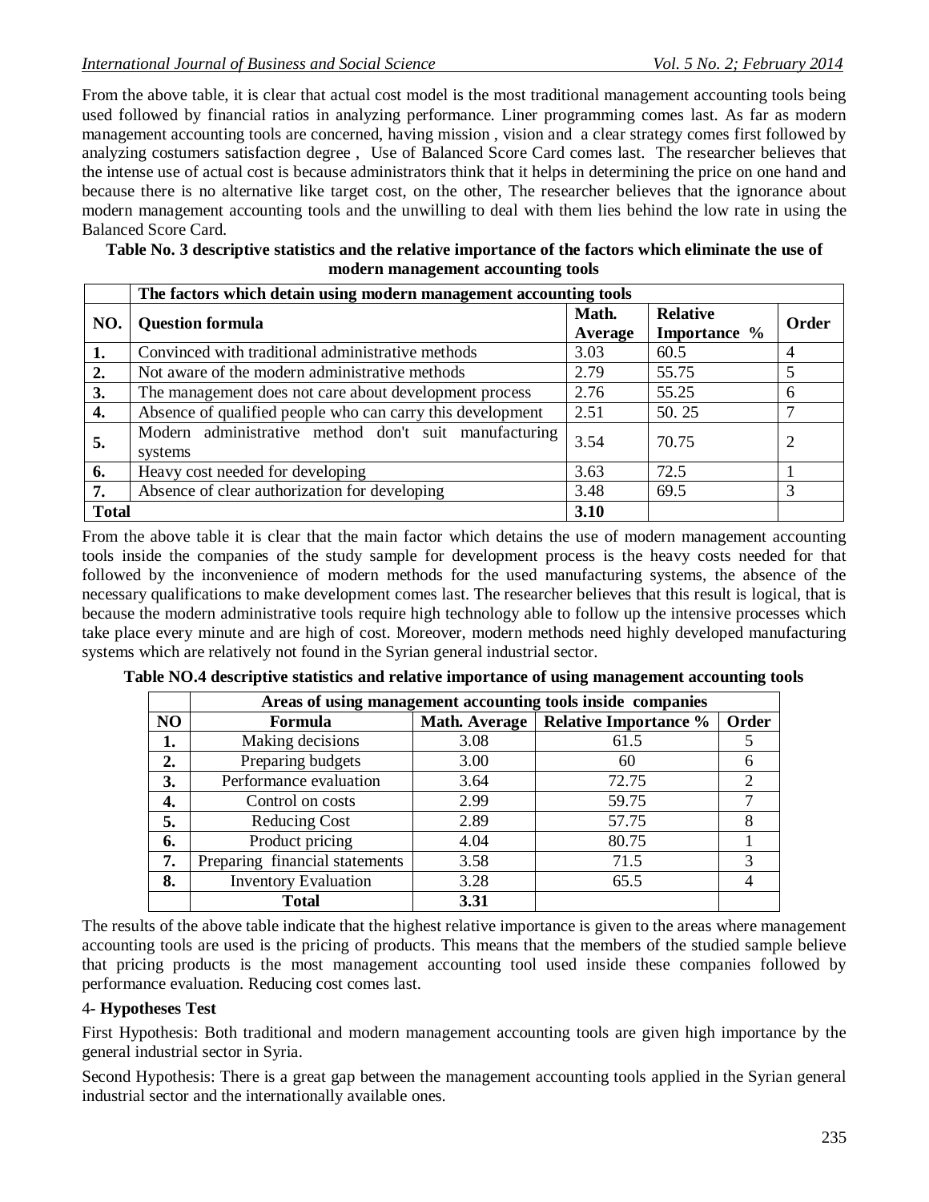From the above table, it is clear that actual cost model is the most traditional management accounting tools being used followed by financial ratios in analyzing performance. Liner programming comes last. As far as modern management accounting tools are concerned, having mission , vision and a clear strategy comes first followed by analyzing costumers satisfaction degree , Use of Balanced Score Card comes last. The researcher believes that the intense use of actual cost is because administrators think that it helps in determining the price on one hand and because there is no alternative like target cost, on the other, The researcher believes that the ignorance about modern management accounting tools and the unwilling to deal with them lies behind the low rate in using the Balanced Score Card.

**Table No. 3 descriptive statistics and the relative importance of the factors which eliminate the use of modern management accounting tools**

| | The factors which detain using modern management accounting tools | | | |
|---|---|---|---|---|
| **NO.** | **Question formula** | **Math. Average** | **Relative Importance %** | **Order** |
| **1.** | Convinced with traditional administrative methods | 3.03 | 60.5 | 4 |
| **2.** | Not aware of the modern administrative methods | 2.79 | 55.75 | 5 |
| **3.** | The management does not care about development process | 2.76 | 55.25 | 6 |
| **4.** | Absence of qualified people who can carry this development | 2.51 | 50. 25 | 7 |
| **5.** | Modern administrative method don't suit manufacturing systems | 3.54 | 70.75 | 2 |
| **6.** | Heavy cost needed for developing | 3.63 | 72.5 | 1 |
| **7.** | Absence of clear authorization for developing | 3.48 | 69.5 | 3 |
| **Total** | | **3.10** | | |

From the above table it is clear that the main factor which detains the use of modern management accounting tools inside the companies of the study sample for development process is the heavy costs needed for that followed by the inconvenience of modern methods for the used manufacturing systems, the absence of the necessary qualifications to make development comes last. The researcher believes that this result is logical, that is because the modern administrative tools require high technology able to follow up the intensive processes which take place every minute and are high of cost. Moreover, modern methods need highly developed manufacturing systems which are relatively not found in the Syrian general industrial sector.

**Table NO.4 descriptive statistics and relative importance of using management accounting tools**

| | Areas of using management accounting tools inside companies | | | |
|---|---|---|---|---|
| **NO** | **Formula** | **Math. Average** | **Relative Importance %** | **Order** |
| **1.** | Making decisions | 3.08 | 61.5 | 5 |
| **2.** | Preparing budgets | 3.00 | 60 | 6 |
| **3.** | Performance evaluation | 3.64 | 72.75 | 2 |
| **4.** | Control on costs | 2.99 | 59.75 | 7 |
| **5.** | Reducing Cost | 2.89 | 57.75 | 8 |
| **6.** | Product pricing | 4.04 | 80.75 | 1 |
| **7.** | Preparing financial statements | 3.58 | 71.5 | 3 |
| **8.** | Inventory Evaluation | 3.28 | 65.5 | 4 |
| | **Total** | **3.31** | | |

The results of the above table indicate that the highest relative importance is given to the areas where management accounting tools are used is the pricing of products. This means that the members of the studied sample believe that pricing products is the most management accounting tool used inside these companies followed by performance evaluation. Reducing cost comes last.

## 4- Hypotheses Test

First Hypothesis: Both traditional and modern management accounting tools are given high importance by the general industrial sector in Syria.

Second Hypothesis: There is a great gap between the management accounting tools applied in the Syrian general industrial sector and the internationally available ones.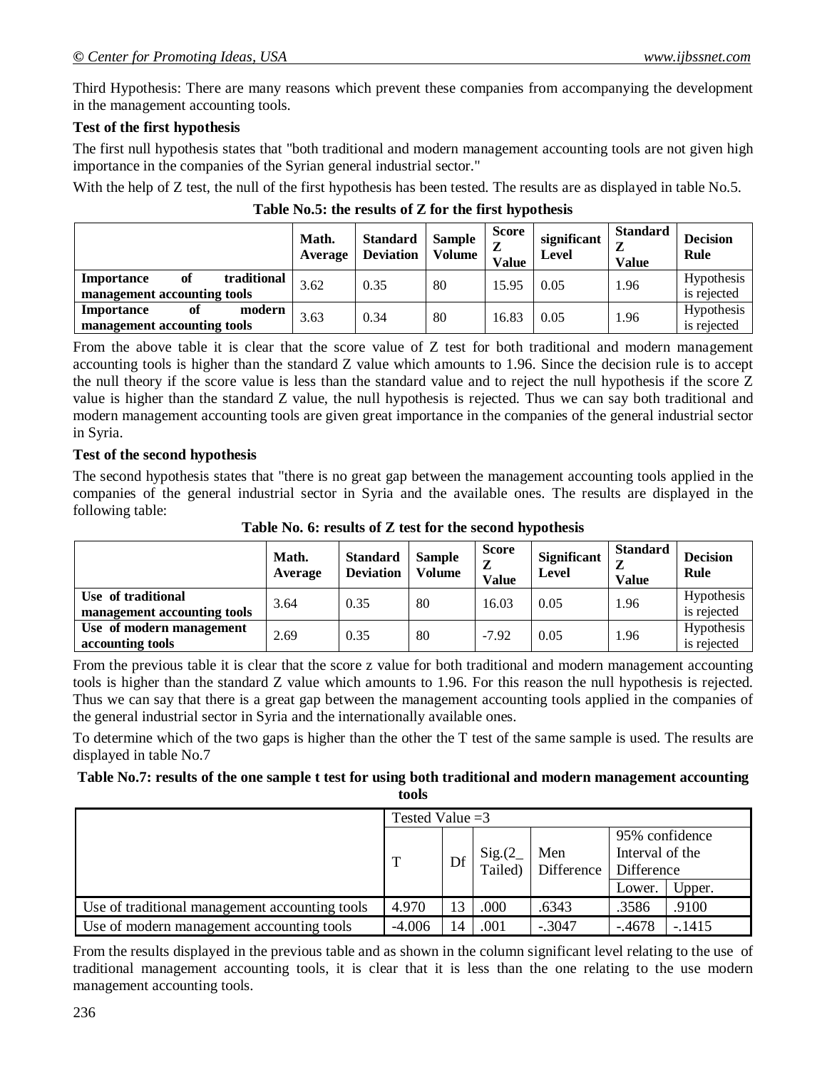Third Hypothesis: There are many reasons which prevent these companies from accompanying the development in the management accounting tools.

**Test of the first hypothesis**

The first null hypothesis states that "both traditional and modern management accounting tools are not given high importance in the companies of the Syrian general industrial sector."

With the help of Z test, the null of the first hypothesis has been tested. The results are as displayed in table No.5.

**Table No.5: the results of Z for the first hypothesis**

| | Math. Average | Standard Deviation | Sample Volume | Score Z Value | significant Level | Standard Z Value | Decision Rule |
|---|---|---|---|---|---|---|---|
| **Importance of traditional management accounting tools** | 3.62 | 0.35 | 80 | 15.95 | 0.05 | 1.96 | Hypothesis is rejected |
| **Importance of modern management accounting tools** | 3.63 | 0.34 | 80 | 16.83 | 0.05 | 1.96 | Hypothesis is rejected |

From the above table it is clear that the score value of Z test for both traditional and modern management accounting tools is higher than the standard Z value which amounts to 1.96. Since the decision rule is to accept the null theory if the score value is less than the standard value and to reject the null hypothesis if the score Z value is higher than the standard Z value, the null hypothesis is rejected. Thus we can say both traditional and modern management accounting tools are given great importance in the companies of the general industrial sector in Syria.

**Test of the second hypothesis**

The second hypothesis states that "there is no great gap between the management accounting tools applied in the companies of the general industrial sector in Syria and the available ones. The results are displayed in the following table:

**Table No. 6: results of Z test for the second hypothesis**

| | Math. Average | Standard Deviation | Sample Volume | Score Z Value | Significant Level | Standard Z Value | Decision Rule |
|---|---|---|---|---|---|---|---|
| **Use of traditional management accounting tools** | 3.64 | 0.35 | 80 | 16.03 | 0.05 | 1.96 | Hypothesis is rejected |
| **Use of modern management accounting tools** | 2.69 | 0.35 | 80 | -7.92 | 0.05 | 1.96 | Hypothesis is rejected |

From the previous table it is clear that the score z value for both traditional and modern management accounting tools is higher than the standard Z value which amounts to 1.96. For this reason the null hypothesis is rejected. Thus we can say that there is a great gap between the management accounting tools applied in the companies of the general industrial sector in Syria and the internationally available ones.

To determine which of the two gaps is higher than the other the T test of the same sample is used. The results are displayed in table No.7

**Table No.7: results of the one sample t test for using both traditional and modern management accounting tools**

| | Tested Value =3 | | | | | |
|---|---|---|---|---|---|---|
| | T | Df | Sig.(2_ Tailed) | Men Difference | 95% confidence Interval of the Difference | |
| | | | | | Lower. | Upper. |
| Use of traditional management accounting tools | 4.970 | 13 | .000 | .6343 | .3586 | .9100 |
| Use of modern management accounting tools | -4.006 | 14 | .001 | -.3047 | -.4678 | -.1415 |

From the results displayed in the previous table and as shown in the column significant level relating to the use of traditional management accounting tools, it is clear that it is less than the one relating to the use modern management accounting tools.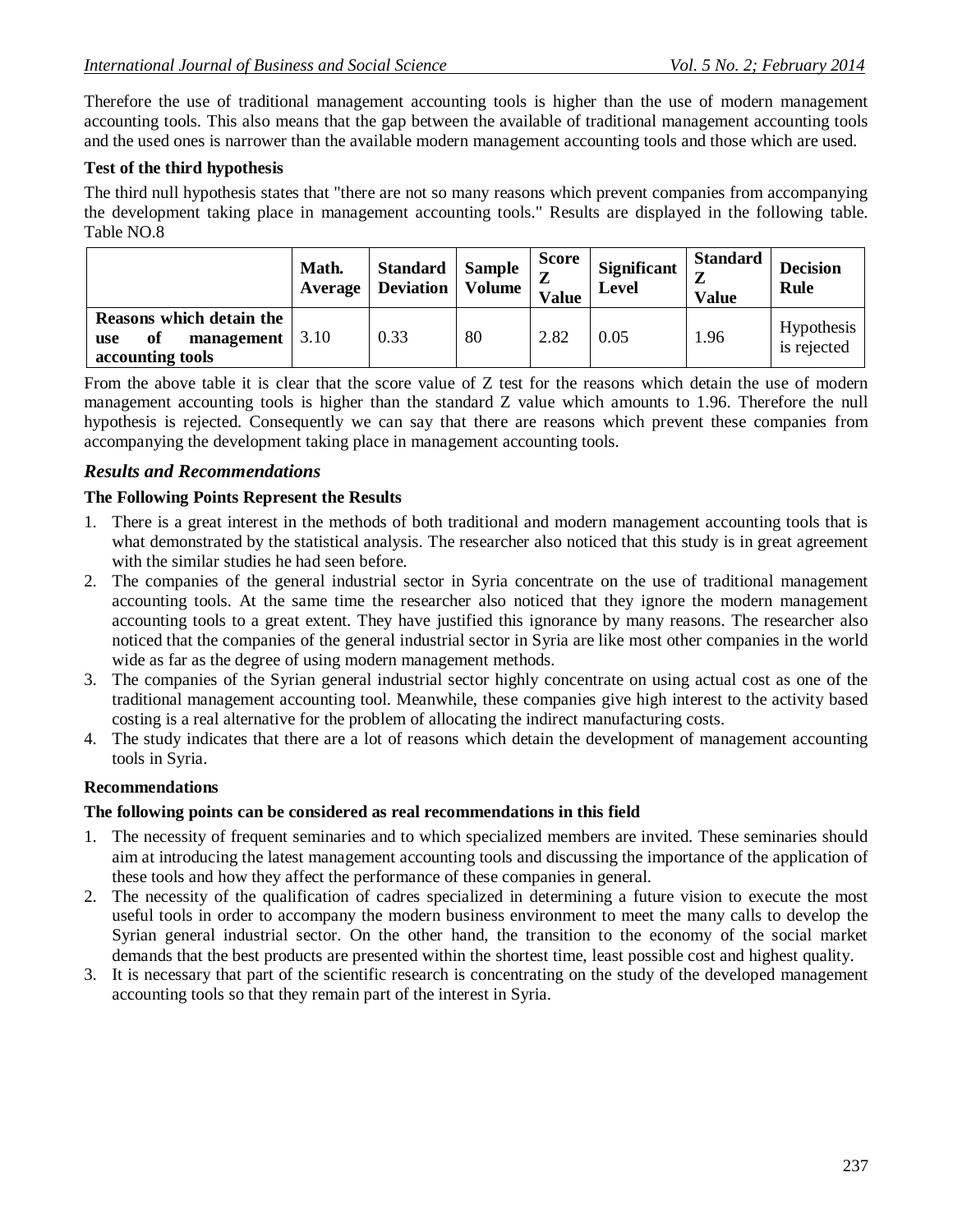Therefore the use of traditional management accounting tools is higher than the use of modern management accounting tools. This also means that the gap between the available of traditional management accounting tools and the used ones is narrower than the available modern management accounting tools and those which are used.

**Test of the third hypothesis**

The third null hypothesis states that "there are not so many reasons which prevent companies from accompanying the development taking place in management accounting tools." Results are displayed in the following table. Table NO.8

| | Math. Average | Standard Deviation | Sample Volume | Score Z Value | Significant Level | Standard Z Value | Decision Rule |
|---|---|---|---|---|---|---|---|
| **Reasons which detain the use of management accounting tools** | 3.10 | 0.33 | 80 | 2.82 | 0.05 | 1.96 | Hypothesis is rejected |

From the above table it is clear that the score value of Z test for the reasons which detain the use of modern management accounting tools is higher than the standard Z value which amounts to 1.96. Therefore the null hypothesis is rejected. Consequently we can say that there are reasons which prevent these companies from accompanying the development taking place in management accounting tools.

## *Results and Recommendations*

**The Following Points Represent the Results**

1. There is a great interest in the methods of both traditional and modern management accounting tools that is what demonstrated by the statistical analysis. The researcher also noticed that this study is in great agreement with the similar studies he had seen before.
2. The companies of the general industrial sector in Syria concentrate on the use of traditional management accounting tools. At the same time the researcher also noticed that they ignore the modern management accounting tools to a great extent. They have justified this ignorance by many reasons. The researcher also noticed that the companies of the general industrial sector in Syria are like most other companies in the world wide as far as the degree of using modern management methods.
3. The companies of the Syrian general industrial sector highly concentrate on using actual cost as one of the traditional management accounting tool. Meanwhile, these companies give high interest to the activity based costing is a real alternative for the problem of allocating the indirect manufacturing costs.
4. The study indicates that there are a lot of reasons which detain the development of management accounting tools in Syria.

**Recommendations**

**The following points can be considered as real recommendations in this field**

1. The necessity of frequent seminaries and to which specialized members are invited. These seminaries should aim at introducing the latest management accounting tools and discussing the importance of the application of these tools and how they affect the performance of these companies in general.
2. The necessity of the qualification of cadres specialized in determining a future vision to execute the most useful tools in order to accompany the modern business environment to meet the many calls to develop the Syrian general industrial sector. On the other hand, the transition to the economy of the social market demands that the best products are presented within the shortest time, least possible cost and highest quality.
3. It is necessary that part of the scientific research is concentrating on the study of the developed management accounting tools so that they remain part of the interest in Syria.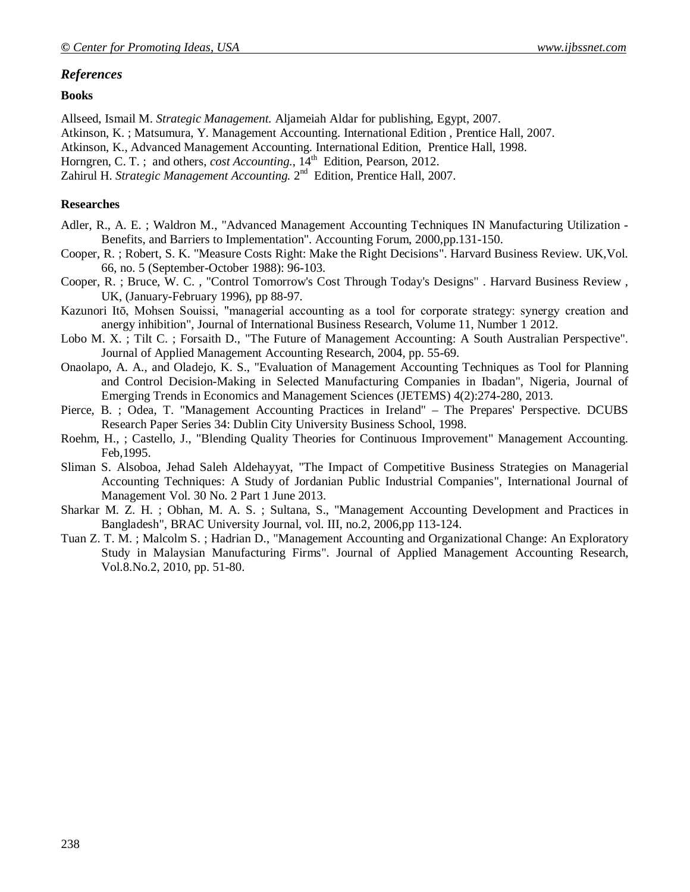## *References*

### Books

Allseed, Ismail M. *Strategic Management.* Aljameiah Aldar for publishing, Egypt, 2007.

Atkinson, K. ; Matsumura, Y. Management Accounting. International Edition , Prentice Hall, 2007.

Atkinson, K., Advanced Management Accounting. International Edition, Prentice Hall, 1998.

Horngren, C. T. ; and others, *cost Accounting.*, 14th Edition, Pearson, 2012.

Zahirul H. *Strategic Management Accounting.* 2nd Edition, Prentice Hall, 2007.

### Researches

Adler, R., A. E. ; Waldron M., "Advanced Management Accounting Techniques IN Manufacturing Utilization - Benefits, and Barriers to Implementation". Accounting Forum, 2000,pp.131-150.

Cooper, R. ; Robert, S. K. "Measure Costs Right: Make the Right Decisions". Harvard Business Review. UK,Vol. 66, no. 5 (September-October 1988): 96-103.

Cooper, R. ; Bruce, W. C. , "Control Tomorrow's Cost Through Today's Designs" . Harvard Business Review , UK, (January-February 1996), pp 88-97.

Kazunori Itō, Mohsen Souissi, "managerial accounting as a tool for corporate strategy: synergy creation and anergy inhibition", Journal of International Business Research, Volume 11, Number 1 2012.

Lobo M. X. ; Tilt C. ; Forsaith D., "The Future of Management Accounting: A South Australian Perspective". Journal of Applied Management Accounting Research, 2004, pp. 55-69.

Onaolapo, A. A., and Oladejo, K. S., "Evaluation of Management Accounting Techniques as Tool for Planning and Control Decision-Making in Selected Manufacturing Companies in Ibadan", Nigeria, Journal of Emerging Trends in Economics and Management Sciences (JETEMS) 4(2):274-280, 2013.

Pierce, B. ; Odea, T. "Management Accounting Practices in Ireland" – The Prepares' Perspective. DCUBS Research Paper Series 34: Dublin City University Business School, 1998.

Roehm, H., ; Castello, J., "Blending Quality Theories for Continuous Improvement" Management Accounting. Feb,1995.

Sliman S. Alsoboa, Jehad Saleh Aldehayyat, "The Impact of Competitive Business Strategies on Managerial Accounting Techniques: A Study of Jordanian Public Industrial Companies", International Journal of Management Vol. 30 No. 2 Part 1 June 2013.

Sharkar M. Z. H. ; Obhan, M. A. S. ; Sultana, S., "Management Accounting Development and Practices in Bangladesh", BRAC University Journal, vol. III, no.2, 2006,pp 113-124.

Tuan Z. T. M. ; Malcolm S. ; Hadrian D., "Management Accounting and Organizational Change: An Exploratory Study in Malaysian Manufacturing Firms". Journal of Applied Management Accounting Research, Vol.8.No.2, 2010, pp. 51-80.